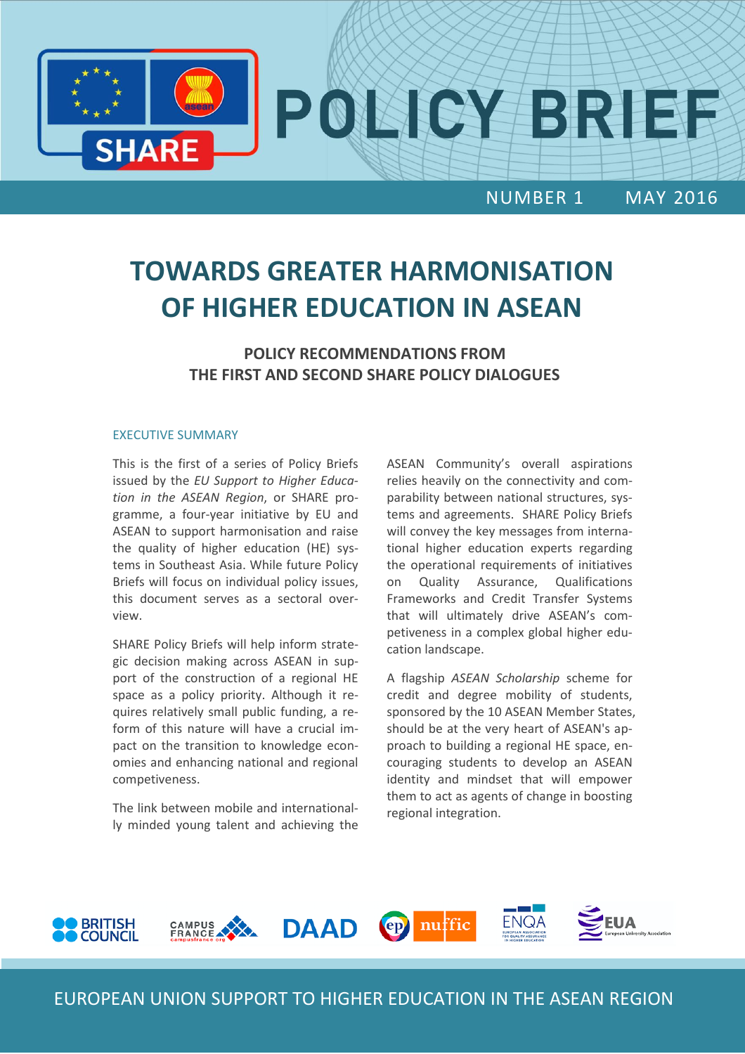# POLICY BRIEF

NUMBER 1 MAY 2016

# TOWARDS GREATER HARMONISATION OF HIGHER EDUCATION IN ASEAN

## POLICY RECOMMENDATIONS FROM THE FIRST AND SECOND SHARE POLICY DIALOGUES

### EXECUTIVE SUMMARY

This is the first of a series of Policy Briefs issued by the *EU Support to Higher Education in the ASEAN Region*, or SHARE programme, a four-year initiative by EU and ASEAN to support harmonisation and raise the quality of higher education (HE) systems in Southeast Asia. While future Policy Briefs will focus on individual policy issues, this document serves as a sectoral overview.

SHARE Policy Briefs will help inform strategic decision making across ASEAN in support of the construction of a regional HE space as a policy priority. Although it requires relatively small public funding, a reform of this nature will have a crucial impact on the transition to knowledge economies and enhancing national and regional competiveness.

The link between mobile and internationally minded young talent and achieving the ASEAN Community's overall aspirations relies heavily on the connectivity and comparability between national structures, systems and agreements. SHARE Policy Briefs will convey the key messages from international higher education experts regarding the operational requirements of initiatives on Quality Assurance, Qualifications Frameworks and Credit Transfer Systems that will ultimately drive ASEAN's competiveness in a complex global higher education landscape.

A flagship *ASEAN Scholarship* scheme for credit and degree mobility of students, sponsored by the 10 ASEAN Member States, should be at the very heart of ASEAN's approach to building a regional HE space, encouraging students to develop an ASEAN identity and mindset that will empower them to act as agents of change in boosting regional integration.

EUROPEAN UNION SUPPORT TO HIGHER EDUCATION IN THE ASEAN REGION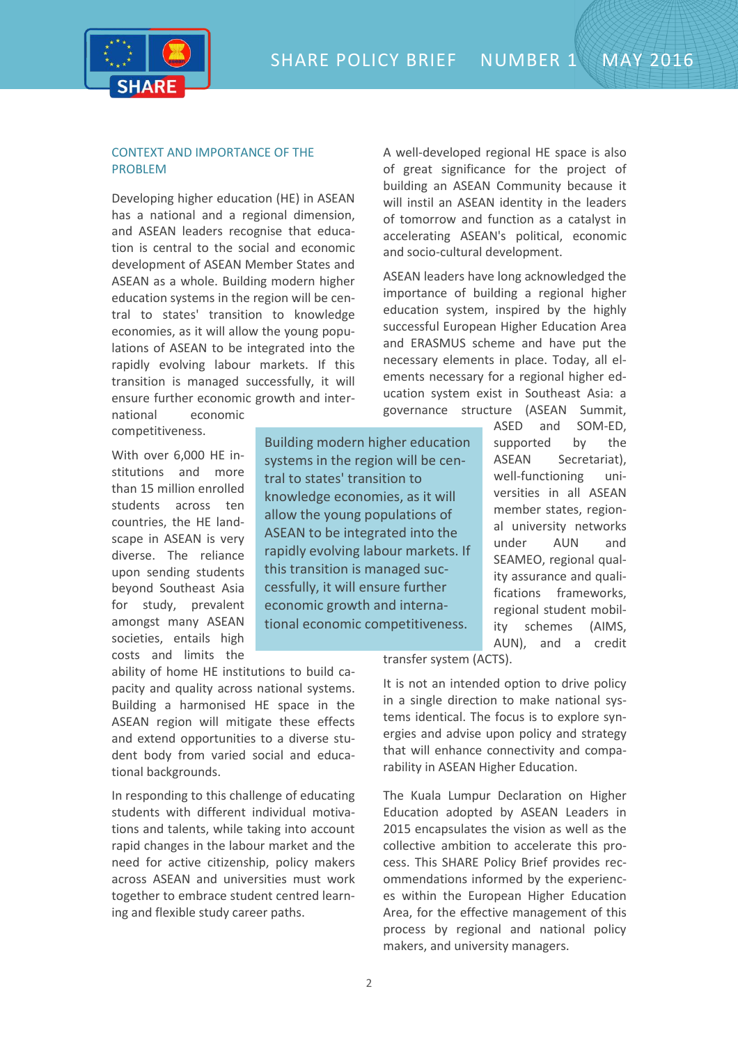## CONTEXT AND IMPORTANCE OF THE PROBLEM

Developing higher education (HE) in ASEAN has a national and a regional dimension, and ASEAN leaders recognise that education is central to the social and economic development of ASEAN Member States and ASEAN as a whole. Building modern higher education systems in the region will be central to states' transition to knowledge economies, as it will allow the young populations of ASEAN to be integrated into the rapidly evolving labour markets. If this transition is managed successfully, it will ensure further economic growth and international economic competitiveness.

With over 6,000 HE institutions and more than 15 million enrolled students across ten countries, the HE landscape in ASEAN is very diverse. The reliance upon sending students beyond Southeast Asia for study, prevalent amongst many ASEAN societies, entails high costs and limits the ability of home HE institutions to build capacity and quality across national systems. Building a harmonised HE space in the ASEAN region will mitigate these effects and extend opportunities to a diverse student body from varied social and educational backgrounds.

In responding to this challenge of educating students with different individual motivations and talents, while taking into account rapid changes in the labour market and the need for active citizenship, policy makers across ASEAN and universities must work together to embrace student centred learning and flexible study career paths.

> Building modern higher education systems in the region will be central to states' transition to knowledge economies, as it will allow the young populations of ASEAN to be integrated into the rapidly evolving labour markets. If this transition is managed successfully, it will ensure further economic growth and international economic competitiveness.

A well-developed regional HE space is also of great significance for the project of building an ASEAN Community because it will instil an ASEAN identity in the leaders of tomorrow and function as a catalyst in accelerating ASEAN's political, economic and socio-cultural development.

ASEAN leaders have long acknowledged the importance of building a regional higher education system, inspired by the highly successful European Higher Education Area and ERASMUS scheme and have put the necessary elements in place. Today, all elements necessary for a regional higher education system exist in Southeast Asia: a governance structure (ASEAN Summit, ASED and SOM-ED, supported by the ASEAN Secretariat), well-functioning universities in all ASEAN member states, regional university networks under AUN and SEAMEO, regional quality assurance and qualifications frameworks, regional student mobility schemes (AIMS, AUN), and a credit transfer system (ACTS).

It is not an intended option to drive policy in a single direction to make national systems identical. The focus is to explore synergies and advise upon policy and strategy that will enhance connectivity and comparability in ASEAN Higher Education.

The Kuala Lumpur Declaration on Higher Education adopted by ASEAN Leaders in 2015 encapsulates the vision as well as the collective ambition to accelerate this process. This SHARE Policy Brief provides recommendations informed by the experiences within the European Higher Education Area, for the effective management of this process by regional and national policy makers, and university managers.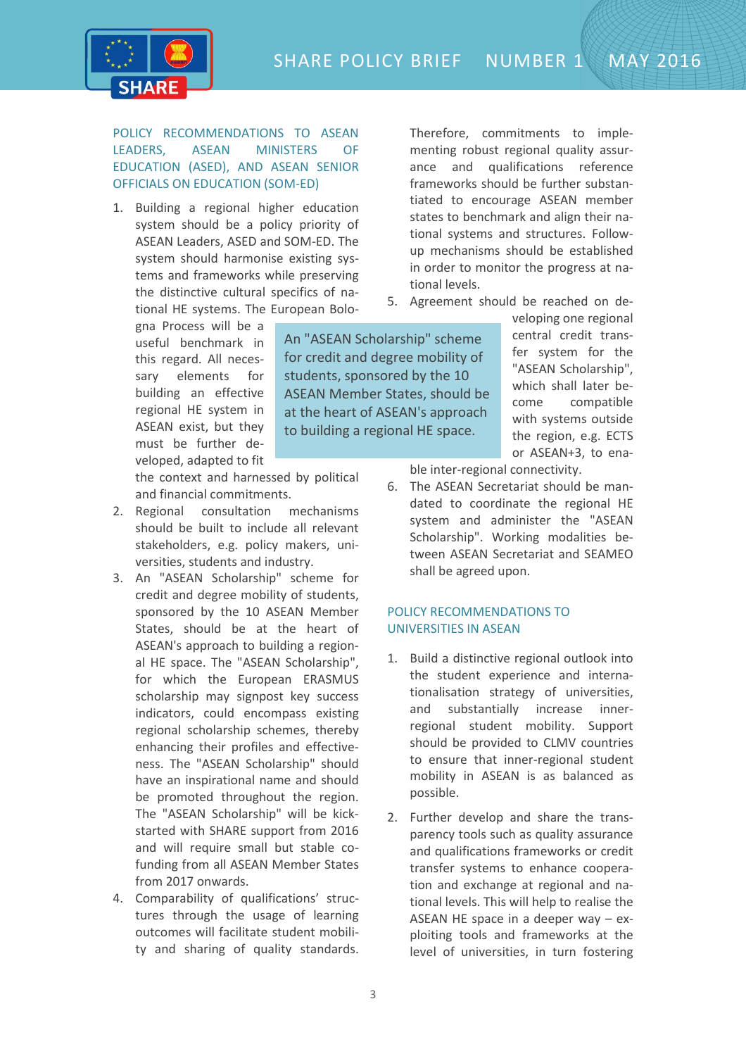## POLICY RECOMMENDATIONS TO ASEAN LEADERS, ASEAN MINISTERS OF EDUCATION (ASED), AND ASEAN SENIOR OFFICIALS ON EDUCATION (SOM-ED)

1. Building a regional higher education system should be a policy priority of ASEAN Leaders, ASED and SOM-ED. The system should harmonise existing systems and frameworks while preserving the distinctive cultural specifics of national HE systems. The European Bologna Process will be a useful benchmark in this regard. All necessary elements for building an effective regional HE system in ASEAN exist, but they must be further developed, adapted to fit the context and harnessed by political and financial commitments.
2. Regional consultation mechanisms should be built to include all relevant stakeholders, e.g. policy makers, universities, students and industry.
3. An "ASEAN Scholarship" scheme for credit and degree mobility of students, sponsored by the 10 ASEAN Member States, should be at the heart of ASEAN's approach to building a regional HE space. The "ASEAN Scholarship", for which the European ERASMUS scholarship may signpost key success indicators, could encompass existing regional scholarship schemes, thereby enhancing their profiles and effectiveness. The "ASEAN Scholarship" should have an inspirational name and should be promoted throughout the region. The "ASEAN Scholarship" will be kick-started with SHARE support from 2016 and will require small but stable co-funding from all ASEAN Member States from 2017 onwards.
4. Comparability of qualifications' structures through the usage of learning outcomes will facilitate student mobility and sharing of quality standards. Therefore, commitments to implementing robust regional quality assurance and qualifications reference frameworks should be further substantiated to encourage ASEAN member states to benchmark and align their national systems and structures. Follow-up mechanisms should be established in order to monitor the progress at national levels.
5. Agreement should be reached on developing one regional central credit transfer system for the "ASEAN Scholarship", which shall later become compatible with systems outside the region, e.g. ECTS or ASEAN+3, to enable inter-regional connectivity.
6. The ASEAN Secretariat should be mandated to coordinate the regional HE system and administer the "ASEAN Scholarship". Working modalities between ASEAN Secretariat and SEAMEO shall be agreed upon.

> An "ASEAN Scholarship" scheme for credit and degree mobility of students, sponsored by the 10 ASEAN Member States, should be at the heart of ASEAN's approach to building a regional HE space.

## POLICY RECOMMENDATIONS TO UNIVERSITIES IN ASEAN

1. Build a distinctive regional outlook into the student experience and internationalisation strategy of universities, and substantially increase inner-regional student mobility. Support should be provided to CLMV countries to ensure that inner-regional student mobility in ASEAN is as balanced as possible.

2. Further develop and share the transparency tools such as quality assurance and qualifications frameworks or credit transfer systems to enhance cooperation and exchange at regional and national levels. This will help to realise the ASEAN HE space in a deeper way – exploiting tools and frameworks at the level of universities, in turn fostering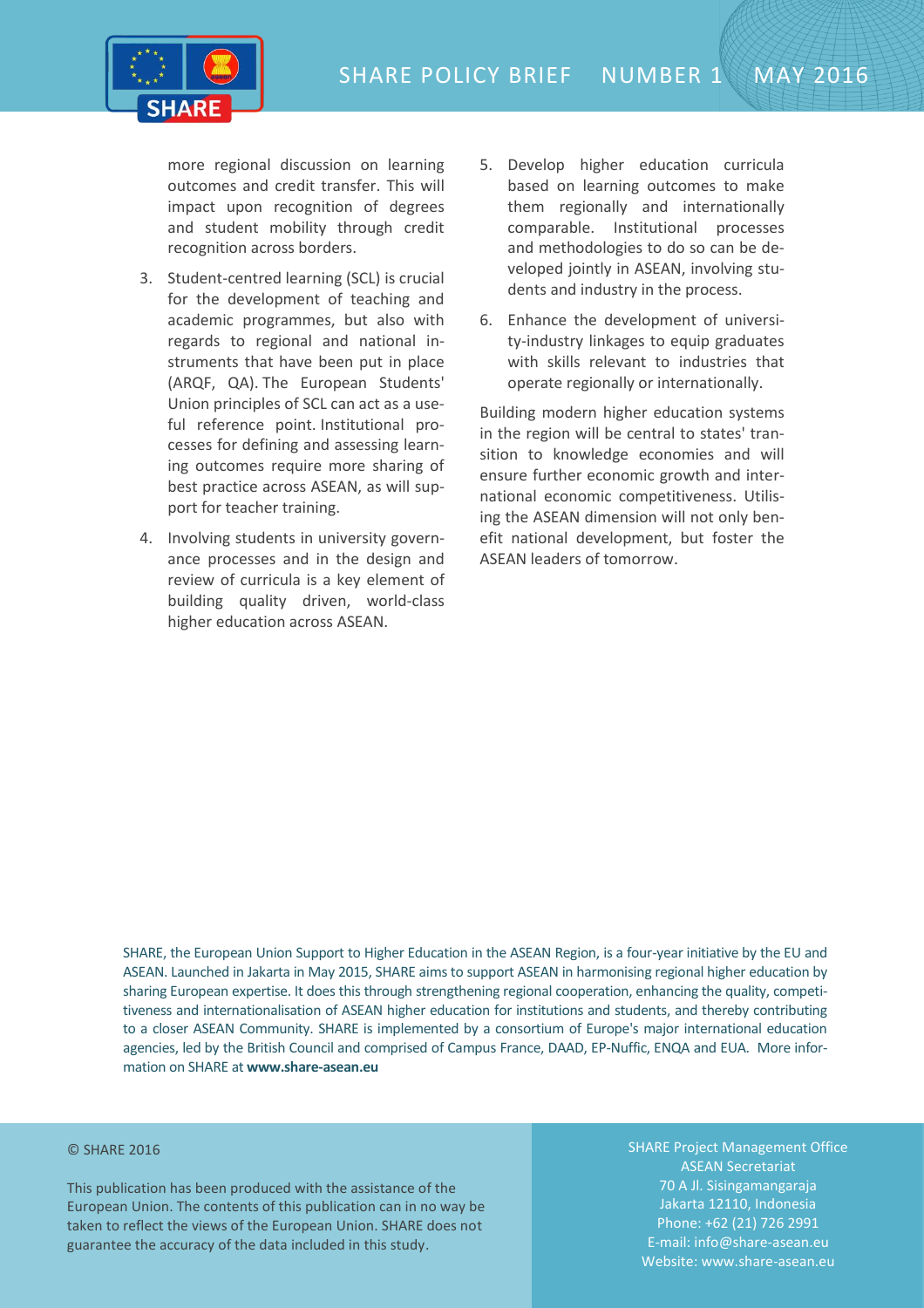more regional discussion on learning outcomes and credit transfer. This will impact upon recognition of degrees and student mobility through credit recognition across borders.

3. Student-centred learning (SCL) is crucial for the development of teaching and academic programmes, but also with regards to regional and national instruments that have been put in place (ARQF, QA). The European Students' Union principles of SCL can act as a useful reference point. Institutional processes for defining and assessing learning outcomes require more sharing of best practice across ASEAN, as will support for teacher training.

4. Involving students in university governance processes and in the design and review of curricula is a key element of building quality driven, world-class higher education across ASEAN.

5. Develop higher education curricula based on learning outcomes to make them regionally and internationally comparable. Institutional processes and methodologies to do so can be developed jointly in ASEAN, involving students and industry in the process.

6. Enhance the development of university-industry linkages to equip graduates with skills relevant to industries that operate regionally or internationally.

Building modern higher education systems in the region will be central to states' transition to knowledge economies and will ensure further economic growth and international economic competitiveness. Utilising the ASEAN dimension will not only benefit national development, but foster the ASEAN leaders of tomorrow.

SHARE, the European Union Support to Higher Education in the ASEAN Region, is a four-year initiative by the EU and ASEAN. Launched in Jakarta in May 2015, SHARE aims to support ASEAN in harmonising regional higher education by sharing European expertise. It does this through strengthening regional cooperation, enhancing the quality, competitiveness and internationalisation of ASEAN higher education for institutions and students, and thereby contributing to a closer ASEAN Community. SHARE is implemented by a consortium of Europe's major international education agencies, led by the British Council and comprised of Campus France, DAAD, EP-Nuffic, ENQA and EUA. More information on SHARE at **www.share-asean.eu**

© SHARE 2016

This publication has been produced with the assistance of the European Union. The contents of this publication can in no way be taken to reflect the views of the European Union. SHARE does not guarantee the accuracy of the data included in this study.

SHARE Project Management Office
ASEAN Secretariat
70 A Jl. Sisingamangaraja
Jakarta 12110, Indonesia
Phone: +62 (21) 726 2991
E-mail: info@share-asean.eu
Website: www.share-asean.eu